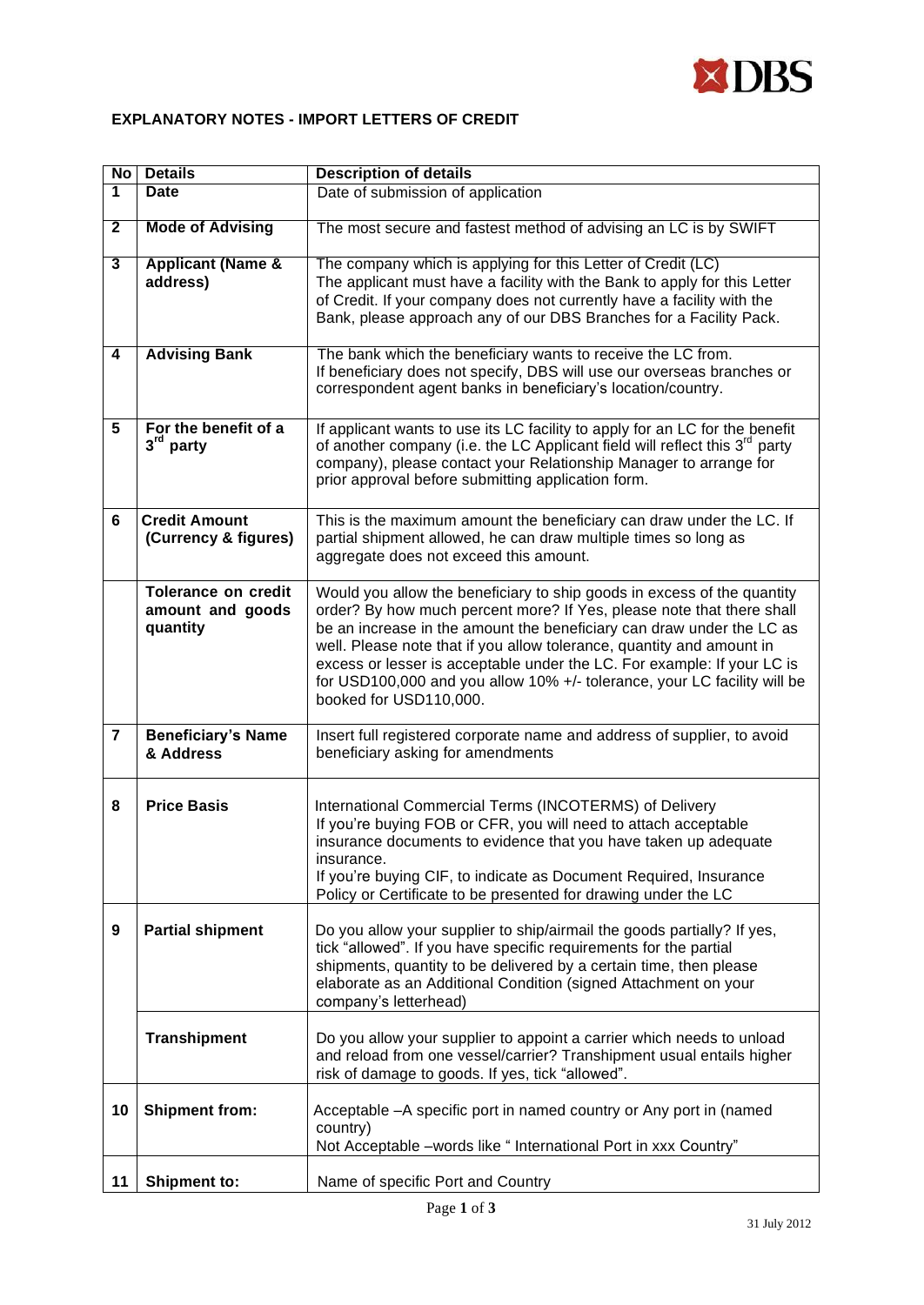## EXPLANATORY NOTES - IMPORT LETTERS OF CREDIT

| No | Details | Description of details |
|---|---|---|
| 1 | **Date** | Date of submission of application |
| 2 | **Mode of Advising** | The most secure and fastest method of advising an LC is by SWIFT |
| 3 | **Applicant (Name & address)** | The company which is applying for this Letter of Credit (LC) The applicant must have a facility with the Bank to apply for this Letter of Credit. If your company does not currently have a facility with the Bank, please approach any of our DBS Branches for a Facility Pack. |
| 4 | **Advising Bank** | The bank which the beneficiary wants to receive the LC from. If beneficiary does not specify, DBS will use our overseas branches or correspondent agent banks in beneficiary's location/country. |
| 5 | **For the benefit of a 3rd party** | If applicant wants to use its LC facility to apply for an LC for the benefit of another company (i.e. the LC Applicant field will reflect this 3rd party company), please contact your Relationship Manager to arrange for prior approval before submitting application form. |
| 6 | **Credit Amount (Currency & figures)** | This is the maximum amount the beneficiary can draw under the LC. If partial shipment allowed, he can draw multiple times so long as aggregate does not exceed this amount. |
| | **Tolerance on credit amount and goods quantity** | Would you allow the beneficiary to ship goods in excess of the quantity order? By how much percent more? If Yes, please note that there shall be an increase in the amount the beneficiary can draw under the LC as well. Please note that if you allow tolerance, quantity and amount in excess or lesser is acceptable under the LC. For example: If your LC is for USD100,000 and you allow 10% +/- tolerance, your LC facility will be booked for USD110,000. |
| 7 | **Beneficiary's Name & Address** | Insert full registered corporate name and address of supplier, to avoid beneficiary asking for amendments |
| 8 | **Price Basis** | International Commercial Terms (INCOTERMS) of Delivery<br>If you're buying FOB or CFR, you will need to attach acceptable insurance documents to evidence that you have taken up adequate insurance.<br>If you're buying CIF, to indicate as Document Required, Insurance Policy or Certificate to be presented for drawing under the LC |
| 9 | **Partial shipment** | Do you allow your supplier to ship/airmail the goods partially? If yes, tick "allowed". If you have specific requirements for the partial shipments, quantity to be delivered by a certain time, then please elaborate as an Additional Condition (signed Attachment on your company's letterhead) |
| | **Transhipment** | Do you allow your supplier to appoint a carrier which needs to unload and reload from one vessel/carrier? Transhipment usual entails higher risk of damage to goods. If yes, tick "allowed". |
| 10 | **Shipment from:** | Acceptable –A specific port in named country or Any port in (named country)<br>Not Acceptable –words like " International Port in xxx Country" |
| 11 | **Shipment to:** | Name of specific Port and Country |

31 July 2012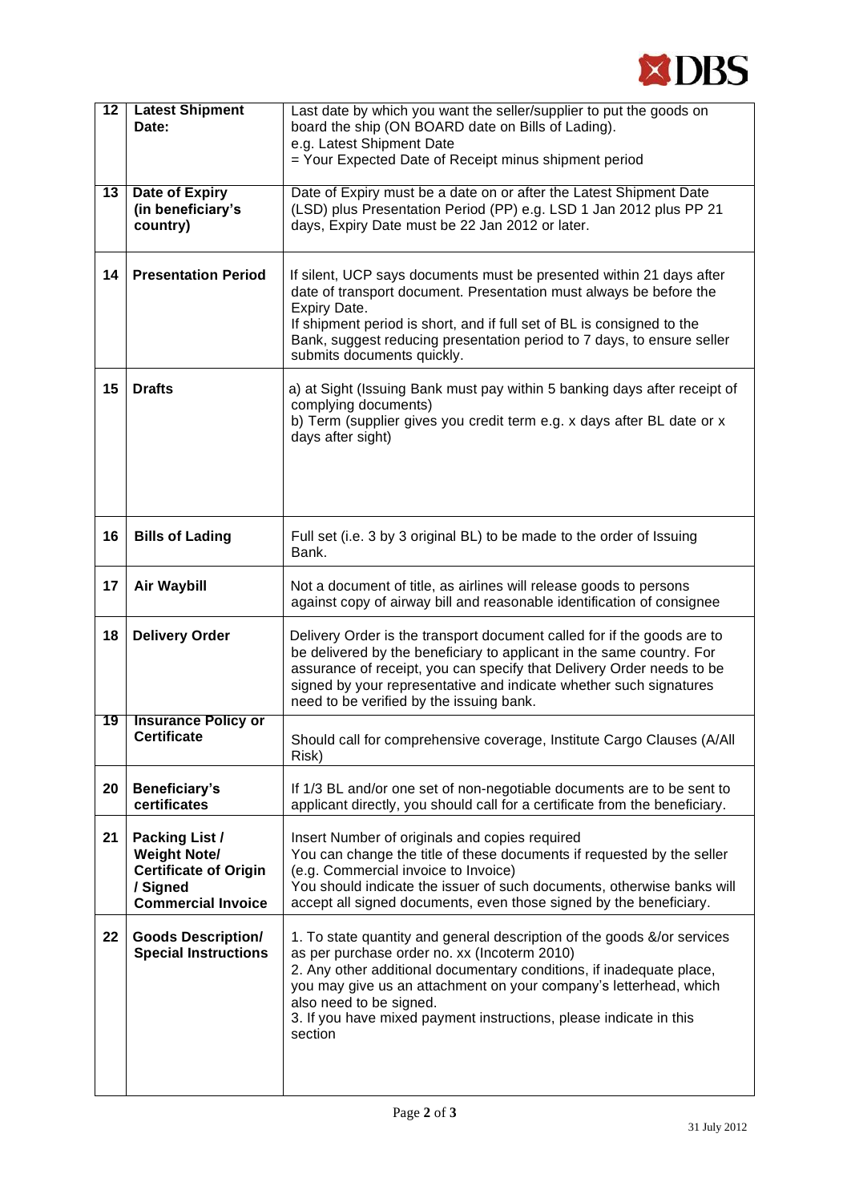| 12 | **Latest Shipment Date:** | Last date by which you want the seller/supplier to put the goods on board the ship (ON BOARD date on Bills of Lading).<br>e.g. Latest Shipment Date<br>= Your Expected Date of Receipt minus shipment period |
|---|---|---|
| 13 | **Date of Expiry (in beneficiary's country)** | Date of Expiry must be a date on or after the Latest Shipment Date (LSD) plus Presentation Period (PP) e.g. LSD 1 Jan 2012 plus PP 21 days, Expiry Date must be 22 Jan 2012 or later. |
| 14 | **Presentation Period** | If silent, UCP says documents must be presented within 21 days after date of transport document. Presentation must always be before the Expiry Date.<br>If shipment period is short, and if full set of BL is consigned to the Bank, suggest reducing presentation period to 7 days, to ensure seller submits documents quickly. |
| 15 | **Drafts** | a) at Sight (Issuing Bank must pay within 5 banking days after receipt of complying documents)<br>b) Term (supplier gives you credit term e.g. x days after BL date or x days after sight) |
| 16 | **Bills of Lading** | Full set (i.e. 3 by 3 original BL) to be made to the order of Issuing Bank. |
| 17 | **Air Waybill** | Not a document of title, as airlines will release goods to persons against copy of airway bill and reasonable identification of consignee |
| 18 | **Delivery Order** | Delivery Order is the transport document called for if the goods are to be delivered by the beneficiary to applicant in the same country. For assurance of receipt, you can specify that Delivery Order needs to be signed by your representative and indicate whether such signatures need to be verified by the issuing bank. |
| 19 | **Insurance Policy or Certificate** | Should call for comprehensive coverage, Institute Cargo Clauses (A/All Risk) |
| 20 | **Beneficiary's certificates** | If 1/3 BL and/or one set of non-negotiable documents are to be sent to applicant directly, you should call for a certificate from the beneficiary. |
| 21 | **Packing List / Weight Note/ Certificate of Origin / Signed Commercial Invoice** | Insert Number of originals and copies required<br>You can change the title of these documents if requested by the seller (e.g. Commercial invoice to Invoice)<br>You should indicate the issuer of such documents, otherwise banks will accept all signed documents, even those signed by the beneficiary. |
| 22 | **Goods Description/ Special Instructions** | 1. To state quantity and general description of the goods &/or services as per purchase order no. xx (Incoterm 2010)<br>2. Any other additional documentary conditions, if inadequate place, you may give us an attachment on your company's letterhead, which also need to be signed.<br>3. If you have mixed payment instructions, please indicate in this section |

31 July 2012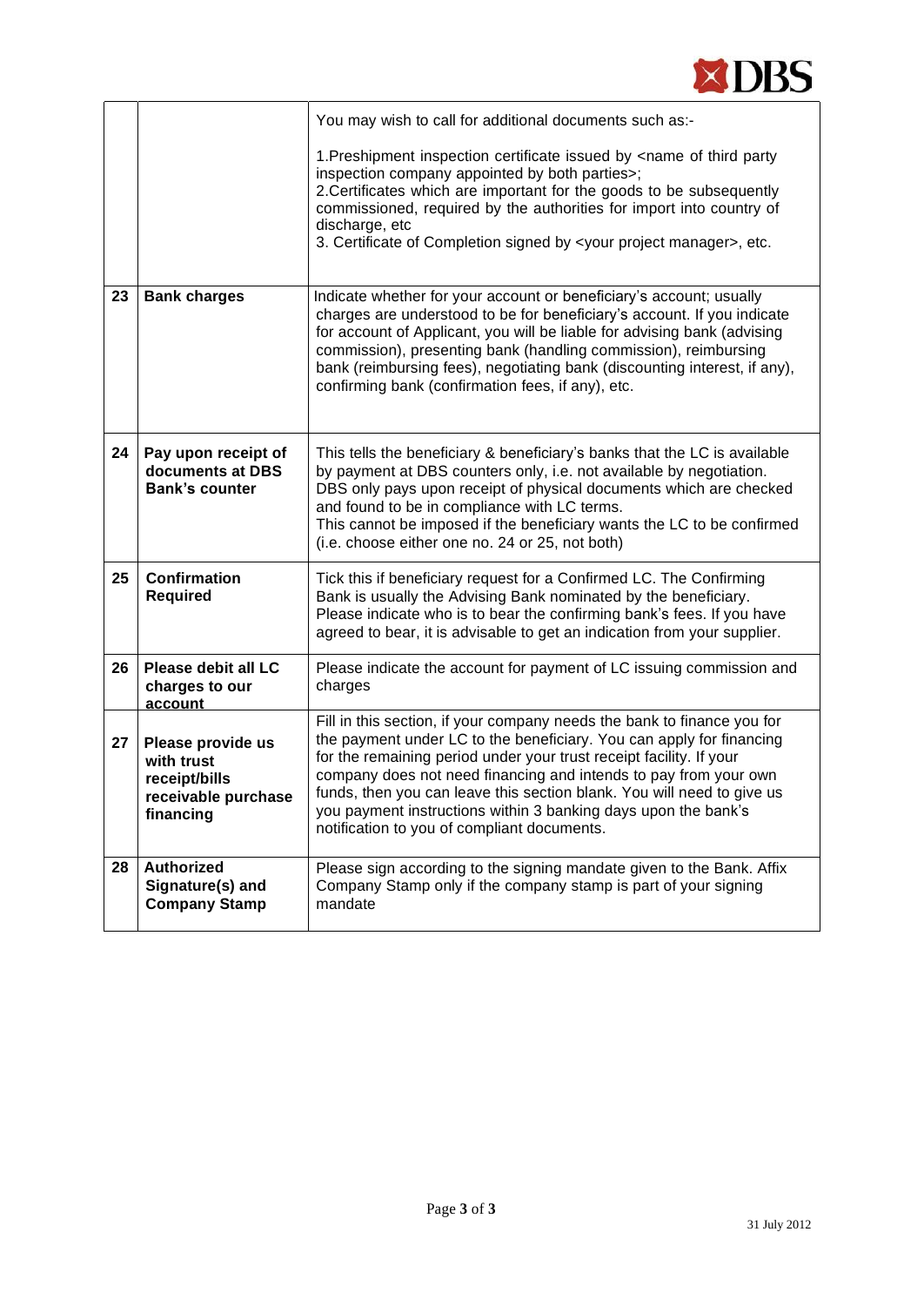| | | |
|---|---|---|
| | | You may wish to call for additional documents such as:-<br><br>1.Preshipment inspection certificate issued by <name of third party inspection company appointed by both parties>;<br>2.Certificates which are important for the goods to be subsequently commissioned, required by the authorities for import into country of discharge, etc<br>3. Certificate of Completion signed by <your project manager>, etc. |
| 23 | **Bank charges** | Indicate whether for your account or beneficiary's account; usually charges are understood to be for beneficiary's account. If you indicate for account of Applicant, you will be liable for advising bank (advising commission), presenting bank (handling commission), reimbursing bank (reimbursing fees), negotiating bank (discounting interest, if any), confirming bank (confirmation fees, if any), etc. |
| 24 | **Pay upon receipt of documents at DBS Bank's counter** | This tells the beneficiary & beneficiary's banks that the LC is available by payment at DBS counters only, i.e. not available by negotiation. DBS only pays upon receipt of physical documents which are checked and found to be in compliance with LC terms.<br>This cannot be imposed if the beneficiary wants the LC to be confirmed (i.e. choose either one no. 24 or 25, not both) |
| 25 | **Confirmation Required** | Tick this if beneficiary request for a Confirmed LC. The Confirming Bank is usually the Advising Bank nominated by the beneficiary. Please indicate who is to bear the confirming bank's fees. If you have agreed to bear, it is advisable to get an indication from your supplier. |
| 26 | **Please debit all LC charges to our account** | Please indicate the account for payment of LC issuing commission and charges |
| 27 | **Please provide us with trust receipt/bills receivable purchase financing** | Fill in this section, if your company needs the bank to finance you for the payment under LC to the beneficiary. You can apply for financing for the remaining period under your trust receipt facility. If your company does not need financing and intends to pay from your own funds, then you can leave this section blank. You will need to give us you payment instructions within 3 banking days upon the bank's notification to you of compliant documents. |
| 28 | **Authorized Signature(s) and Company Stamp** | Please sign according to the signing mandate given to the Bank. Affix Company Stamp only if the company stamp is part of your signing mandate |

31 July 2012